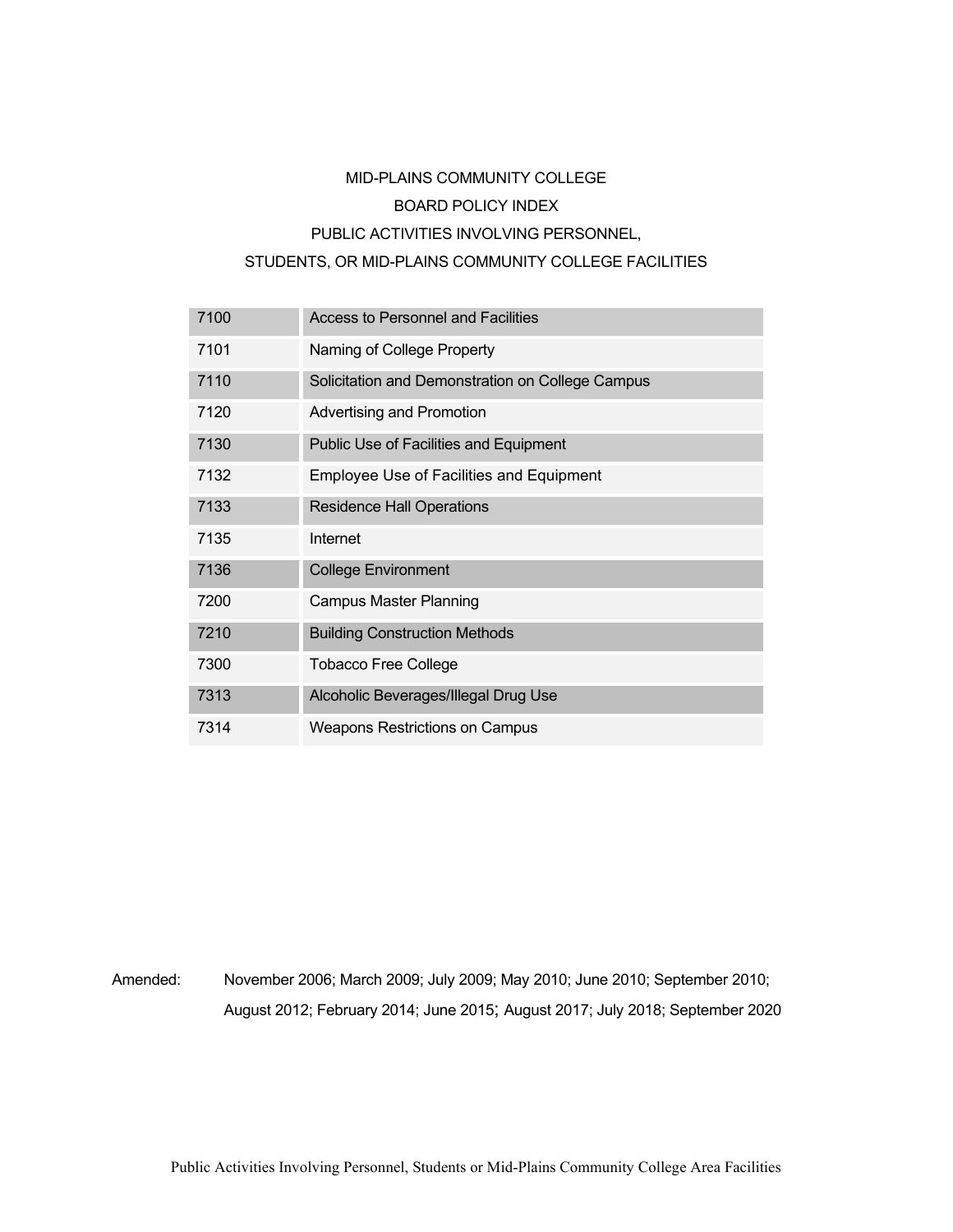# MID-PLAINS COMMUNITY COLLEGE

## BOARD POLICY INDEX

## PUBLIC ACTIVITIES INVOLVING PERSONNEL, STUDENTS, OR MID-PLAINS COMMUNITY COLLEGE FACILITIES

| | |
|---|---|
| 7100 | Access to Personnel and Facilities |
| 7101 | Naming of College Property |
| 7110 | Solicitation and Demonstration on College Campus |
| 7120 | Advertising and Promotion |
| 7130 | Public Use of Facilities and Equipment |
| 7132 | Employee Use of Facilities and Equipment |
| 7133 | Residence Hall Operations |
| 7135 | Internet |
| 7136 | College Environment |
| 7200 | Campus Master Planning |
| 7210 | Building Construction Methods |
| 7300 | Tobacco Free College |
| 7313 | Alcoholic Beverages/Illegal Drug Use |
| 7314 | Weapons Restrictions on Campus |

Amended: November 2006; March 2009; July 2009; May 2010; June 2010; September 2010; August 2012; February 2014; June 2015; August 2017; July 2018; September 2020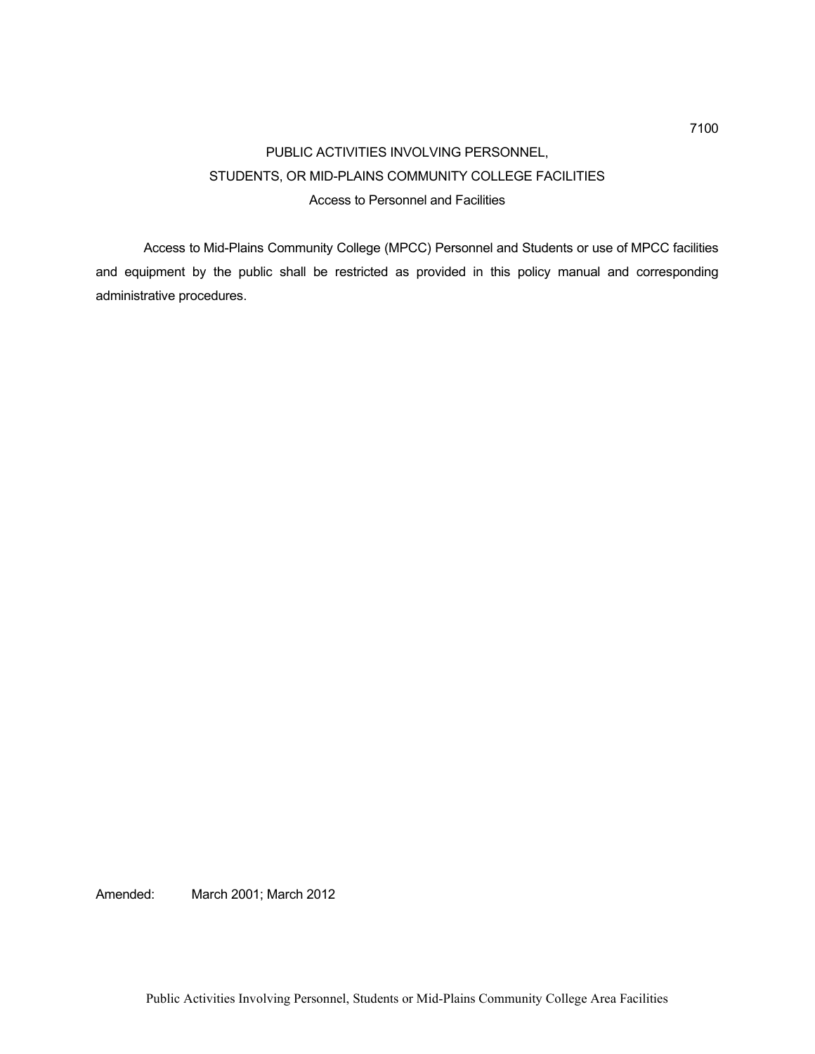# 7100

## PUBLIC ACTIVITIES INVOLVING PERSONNEL, STUDENTS, OR MID-PLAINS COMMUNITY COLLEGE FACILITIES

### Access to Personnel and Facilities

Access to Mid-Plains Community College (MPCC) Personnel and Students or use of MPCC facilities and equipment by the public shall be restricted as provided in this policy manual and corresponding administrative procedures.

Amended: March 2001; March 2012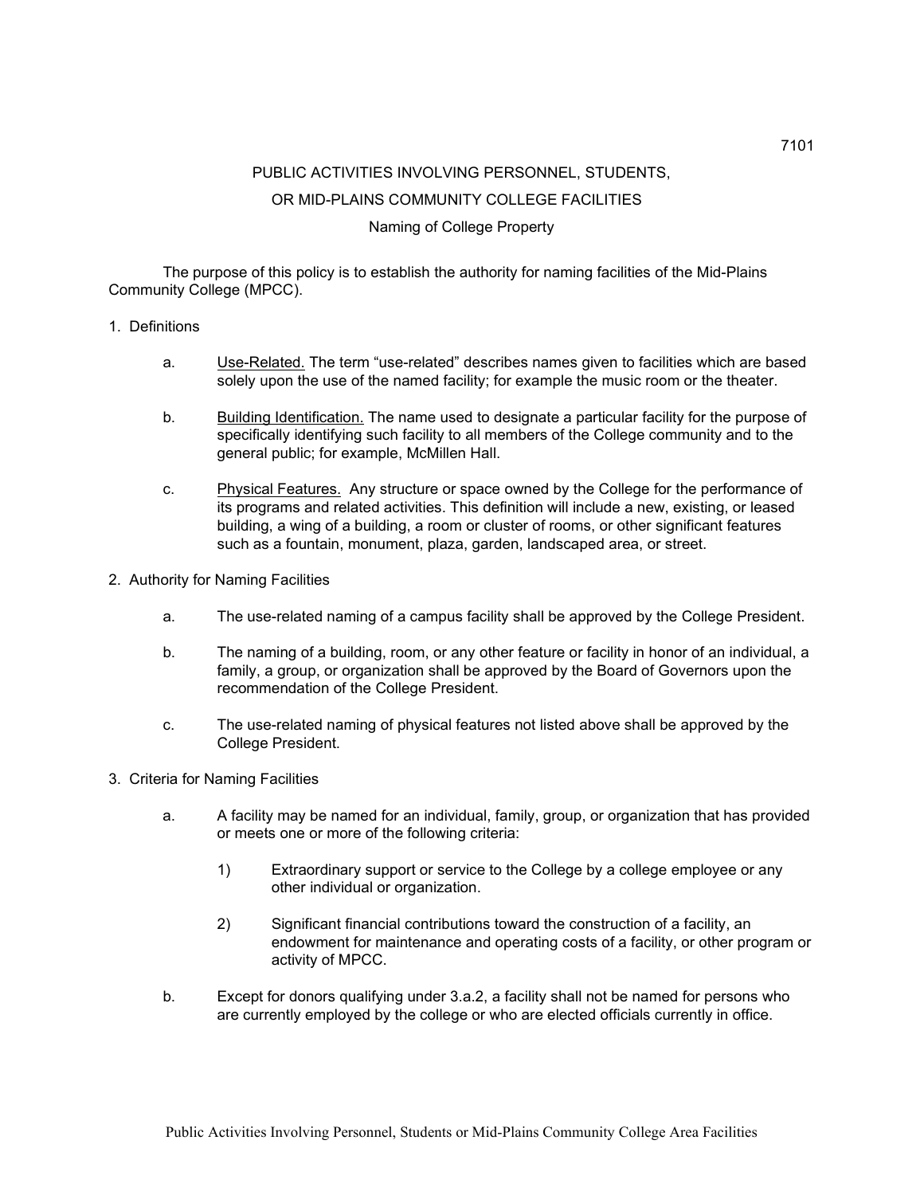# PUBLIC ACTIVITIES INVOLVING PERSONNEL, STUDENTS, OR MID-PLAINS COMMUNITY COLLEGE FACILITIES

## Naming of College Property

The purpose of this policy is to establish the authority for naming facilities of the Mid-Plains Community College (MPCC).

1. Definitions

   a. Use-Related. The term "use-related" describes names given to facilities which are based solely upon the use of the named facility; for example the music room or the theater.

   b. Building Identification. The name used to designate a particular facility for the purpose of specifically identifying such facility to all members of the College community and to the general public; for example, McMillen Hall.

   c. Physical Features. Any structure or space owned by the College for the performance of its programs and related activities. This definition will include a new, existing, or leased building, a wing of a building, a room or cluster of rooms, or other significant features such as a fountain, monument, plaza, garden, landscaped area, or street.

2. Authority for Naming Facilities

   a. The use-related naming of a campus facility shall be approved by the College President.

   b. The naming of a building, room, or any other feature or facility in honor of an individual, a family, a group, or organization shall be approved by the Board of Governors upon the recommendation of the College President.

   c. The use-related naming of physical features not listed above shall be approved by the College President.

3. Criteria for Naming Facilities

   a. A facility may be named for an individual, family, group, or organization that has provided or meets one or more of the following criteria:

      1) Extraordinary support or service to the College by a college employee or any other individual or organization.

      2) Significant financial contributions toward the construction of a facility, an endowment for maintenance and operating costs of a facility, or other program or activity of MPCC.

   b. Except for donors qualifying under 3.a.2, a facility shall not be named for persons who are currently employed by the college or who are elected officials currently in office.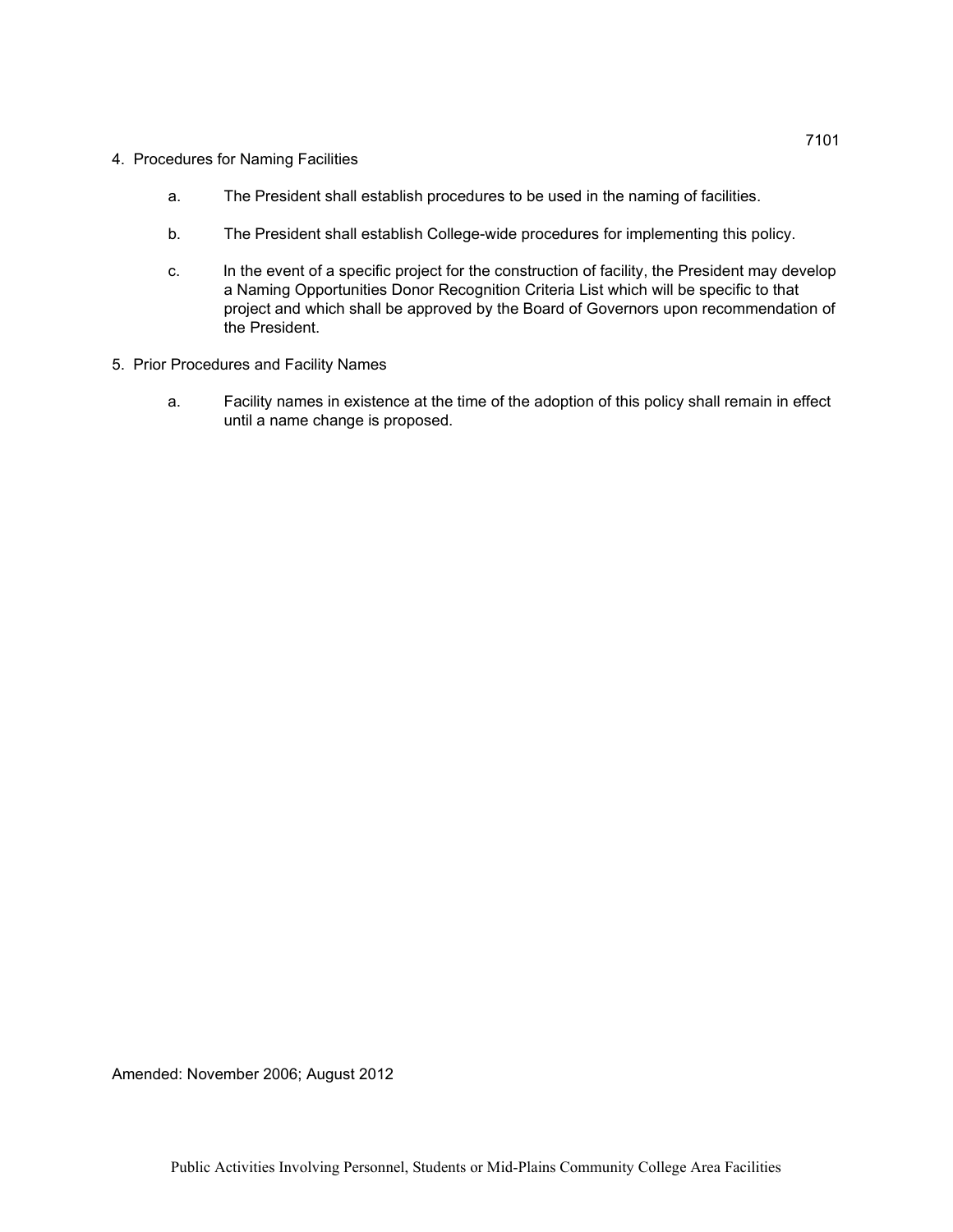4. Procedures for Naming Facilities

   a. The President shall establish procedures to be used in the naming of facilities.

   b. The President shall establish College-wide procedures for implementing this policy.

   c. In the event of a specific project for the construction of facility, the President may develop a Naming Opportunities Donor Recognition Criteria List which will be specific to that project and which shall be approved by the Board of Governors upon recommendation of the President.

5. Prior Procedures and Facility Names

   a. Facility names in existence at the time of the adoption of this policy shall remain in effect until a name change is proposed.

Amended: November 2006; August 2012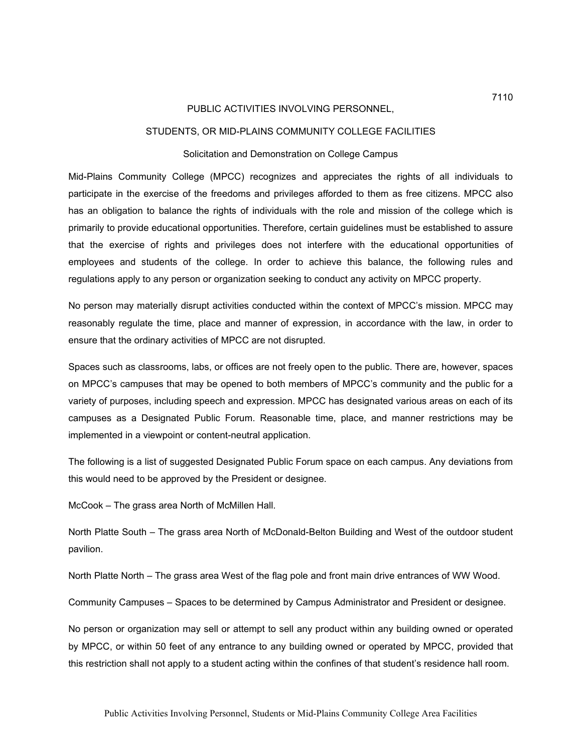7110

# PUBLIC ACTIVITIES INVOLVING PERSONNEL, STUDENTS, OR MID-PLAINS COMMUNITY COLLEGE FACILITIES

## Solicitation and Demonstration on College Campus

Mid-Plains Community College (MPCC) recognizes and appreciates the rights of all individuals to participate in the exercise of the freedoms and privileges afforded to them as free citizens. MPCC also has an obligation to balance the rights of individuals with the role and mission of the college which is primarily to provide educational opportunities. Therefore, certain guidelines must be established to assure that the exercise of rights and privileges does not interfere with the educational opportunities of employees and students of the college. In order to achieve this balance, the following rules and regulations apply to any person or organization seeking to conduct any activity on MPCC property.

No person may materially disrupt activities conducted within the context of MPCC's mission. MPCC may reasonably regulate the time, place and manner of expression, in accordance with the law, in order to ensure that the ordinary activities of MPCC are not disrupted.

Spaces such as classrooms, labs, or offices are not freely open to the public. There are, however, spaces on MPCC's campuses that may be opened to both members of MPCC's community and the public for a variety of purposes, including speech and expression. MPCC has designated various areas on each of its campuses as a Designated Public Forum. Reasonable time, place, and manner restrictions may be implemented in a viewpoint or content-neutral application.

The following is a list of suggested Designated Public Forum space on each campus. Any deviations from this would need to be approved by the President or designee.

McCook – The grass area North of McMillen Hall.

North Platte South – The grass area North of McDonald-Belton Building and West of the outdoor student pavilion.

North Platte North – The grass area West of the flag pole and front main drive entrances of WW Wood.

Community Campuses – Spaces to be determined by Campus Administrator and President or designee.

No person or organization may sell or attempt to sell any product within any building owned or operated by MPCC, or within 50 feet of any entrance to any building owned or operated by MPCC, provided that this restriction shall not apply to a student acting within the confines of that student's residence hall room.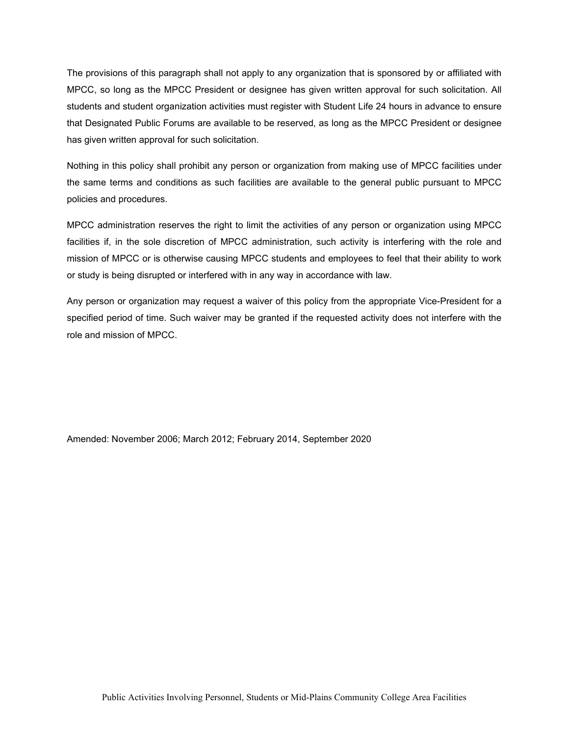The provisions of this paragraph shall not apply to any organization that is sponsored by or affiliated with MPCC, so long as the MPCC President or designee has given written approval for such solicitation. All students and student organization activities must register with Student Life 24 hours in advance to ensure that Designated Public Forums are available to be reserved, as long as the MPCC President or designee has given written approval for such solicitation.

Nothing in this policy shall prohibit any person or organization from making use of MPCC facilities under the same terms and conditions as such facilities are available to the general public pursuant to MPCC policies and procedures.

MPCC administration reserves the right to limit the activities of any person or organization using MPCC facilities if, in the sole discretion of MPCC administration, such activity is interfering with the role and mission of MPCC or is otherwise causing MPCC students and employees to feel that their ability to work or study is being disrupted or interfered with in any way in accordance with law.

Any person or organization may request a waiver of this policy from the appropriate Vice-President for a specified period of time. Such waiver may be granted if the requested activity does not interfere with the role and mission of MPCC.

Amended: November 2006; March 2012; February 2014, September 2020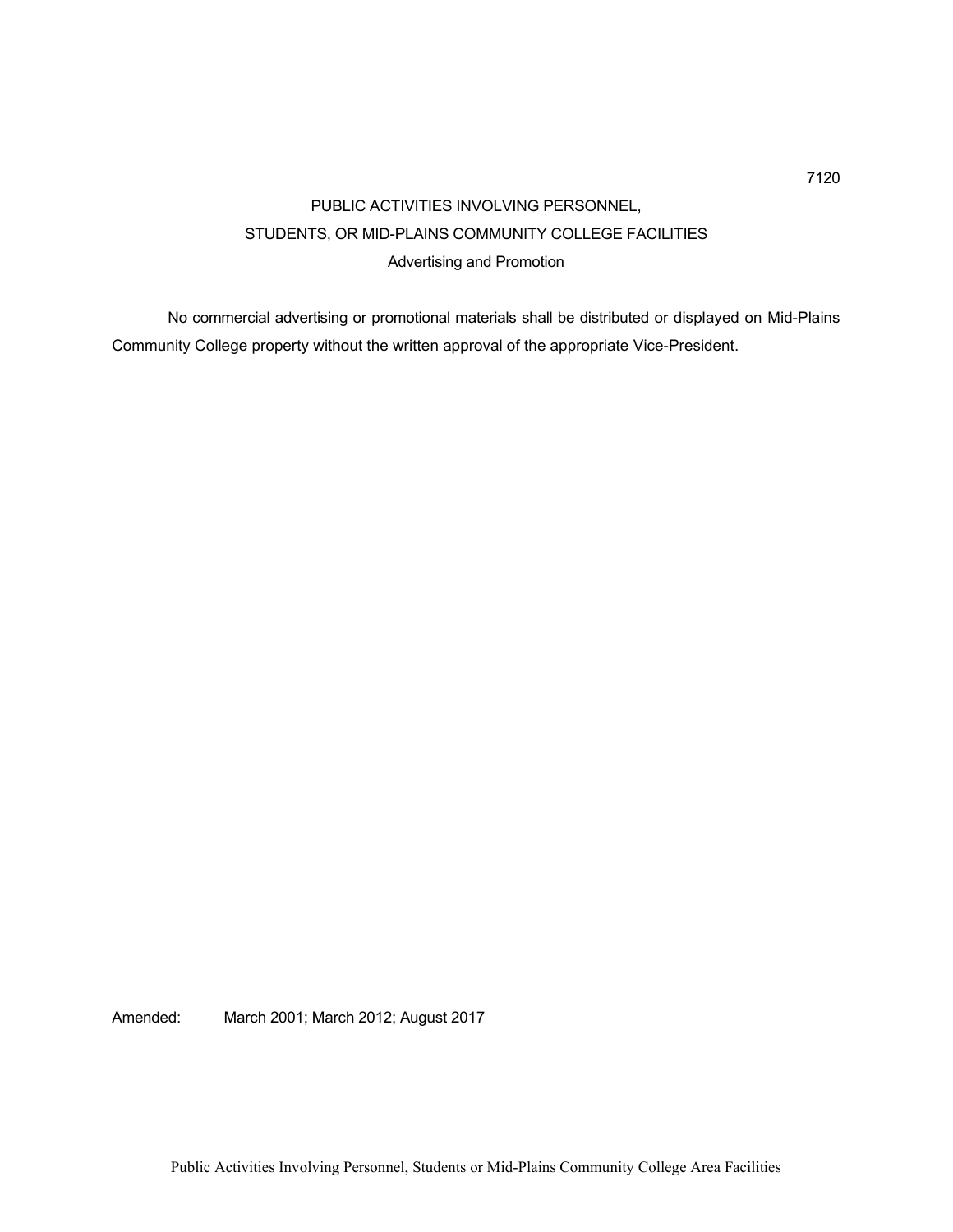7120

# PUBLIC ACTIVITIES INVOLVING PERSONNEL, STUDENTS, OR MID-PLAINS COMMUNITY COLLEGE FACILITIES

## Advertising and Promotion

No commercial advertising or promotional materials shall be distributed or displayed on Mid-Plains Community College property without the written approval of the appropriate Vice-President.

Amended: March 2001; March 2012; August 2017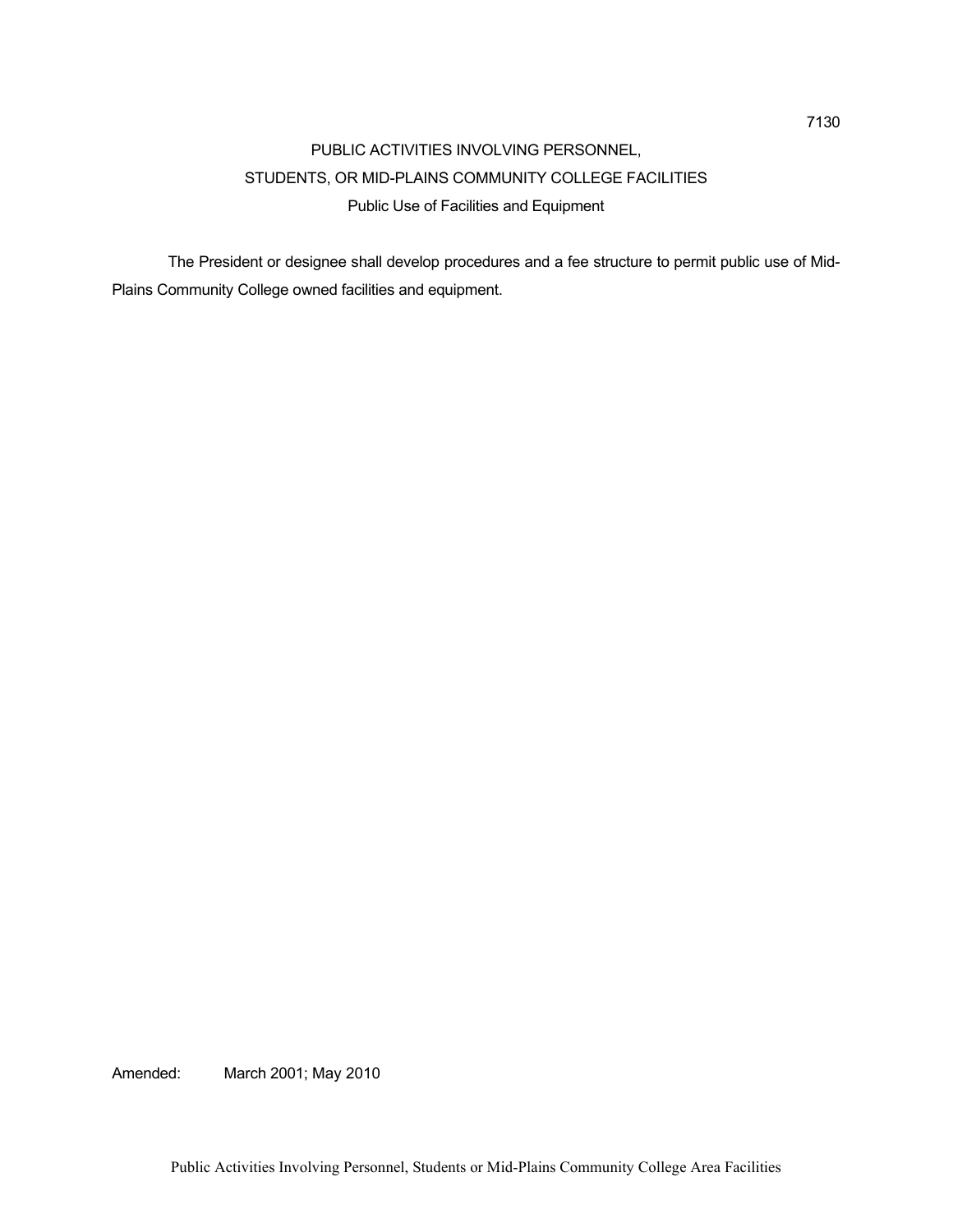# PUBLIC ACTIVITIES INVOLVING PERSONNEL, STUDENTS, OR MID-PLAINS COMMUNITY COLLEGE FACILITIES

## Public Use of Facilities and Equipment

The President or designee shall develop procedures and a fee structure to permit public use of Mid-Plains Community College owned facilities and equipment.

Amended: March 2001; May 2010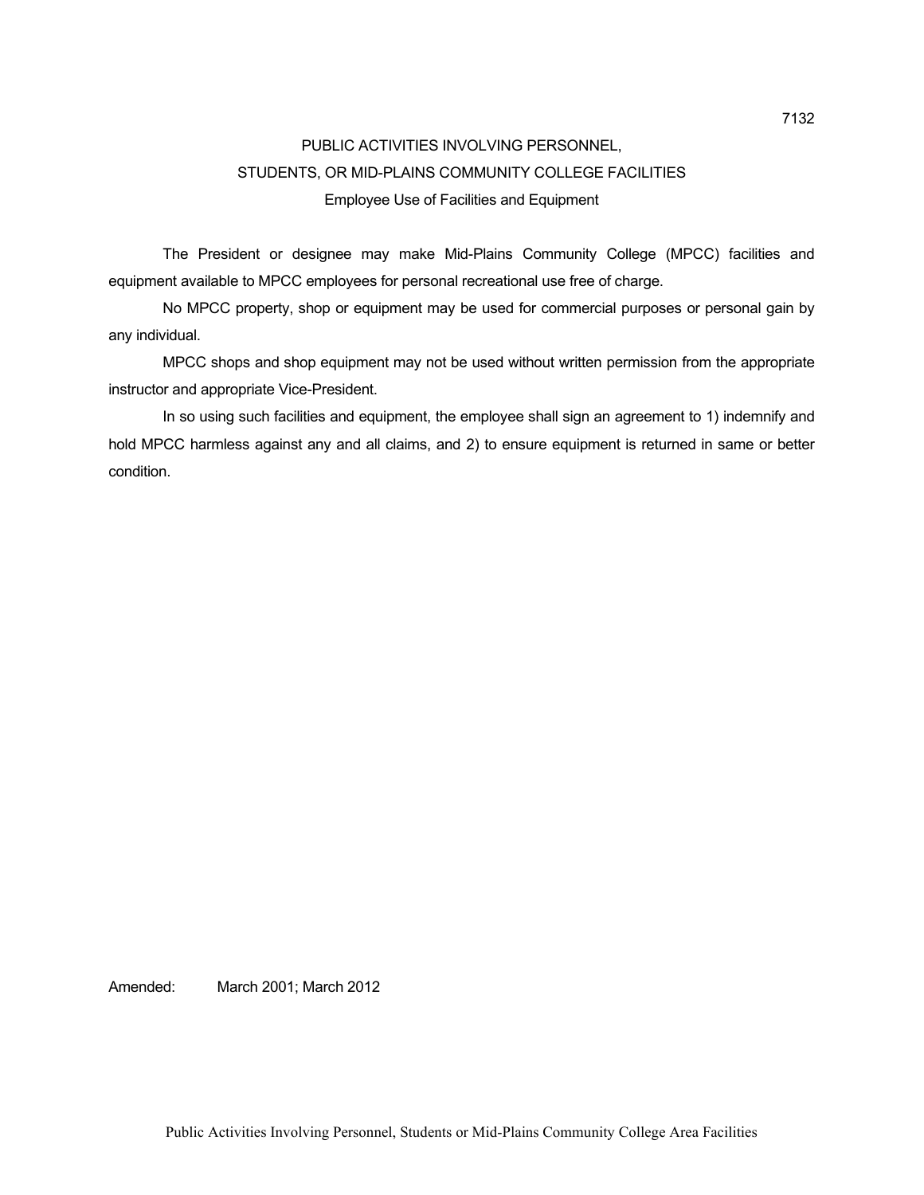7132

# PUBLIC ACTIVITIES INVOLVING PERSONNEL, STUDENTS, OR MID-PLAINS COMMUNITY COLLEGE FACILITIES

## Employee Use of Facilities and Equipment

The President or designee may make Mid-Plains Community College (MPCC) facilities and equipment available to MPCC employees for personal recreational use free of charge.

No MPCC property, shop or equipment may be used for commercial purposes or personal gain by any individual.

MPCC shops and shop equipment may not be used without written permission from the appropriate instructor and appropriate Vice-President.

In so using such facilities and equipment, the employee shall sign an agreement to 1) indemnify and hold MPCC harmless against any and all claims, and 2) to ensure equipment is returned in same or better condition.

Amended: March 2001; March 2012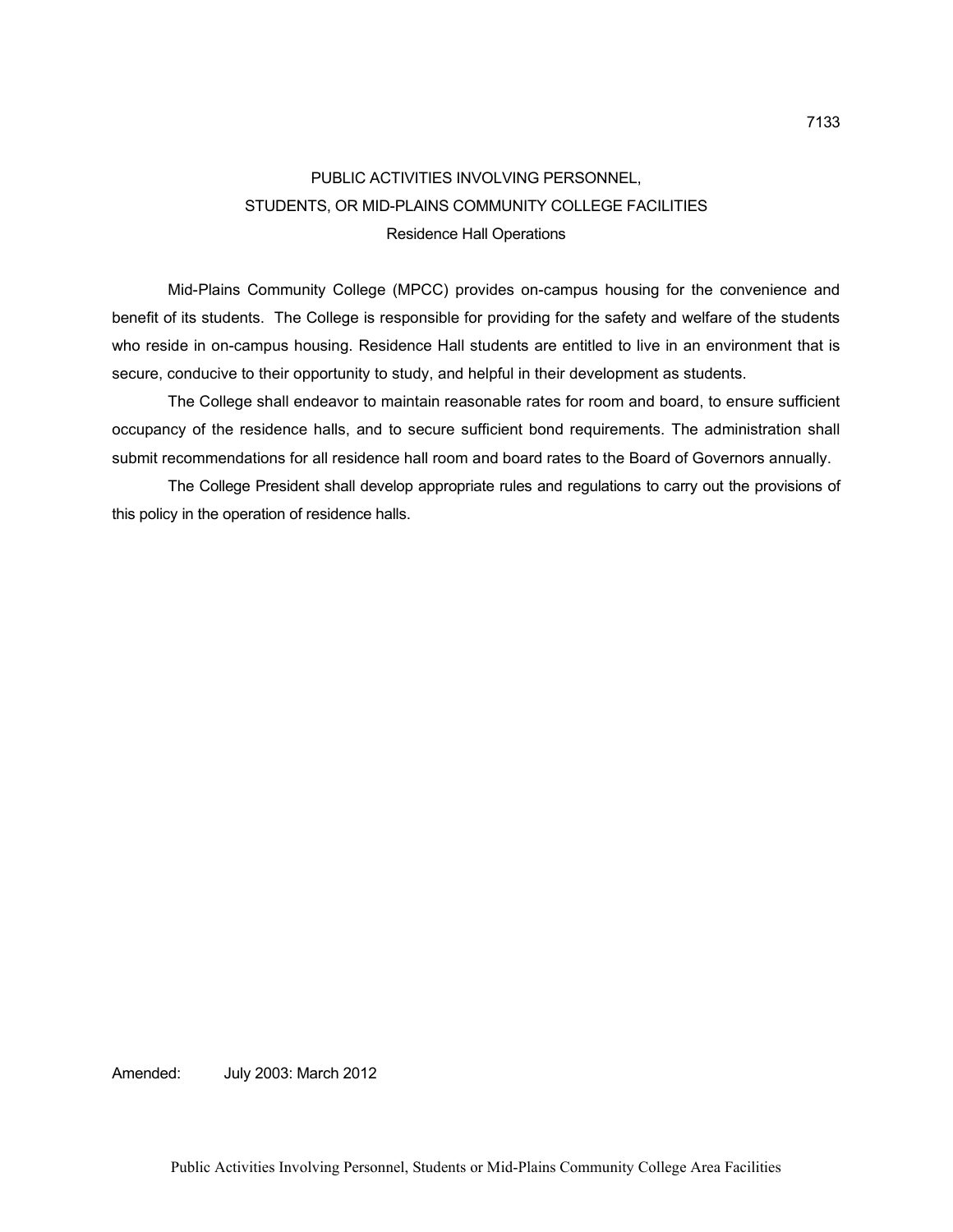## PUBLIC ACTIVITIES INVOLVING PERSONNEL, STUDENTS, OR MID-PLAINS COMMUNITY COLLEGE FACILITIES

### Residence Hall Operations

Mid-Plains Community College (MPCC) provides on-campus housing for the convenience and benefit of its students. The College is responsible for providing for the safety and welfare of the students who reside in on-campus housing. Residence Hall students are entitled to live in an environment that is secure, conducive to their opportunity to study, and helpful in their development as students.

The College shall endeavor to maintain reasonable rates for room and board, to ensure sufficient occupancy of the residence halls, and to secure sufficient bond requirements. The administration shall submit recommendations for all residence hall room and board rates to the Board of Governors annually.

The College President shall develop appropriate rules and regulations to carry out the provisions of this policy in the operation of residence halls.

Amended: July 2003: March 2012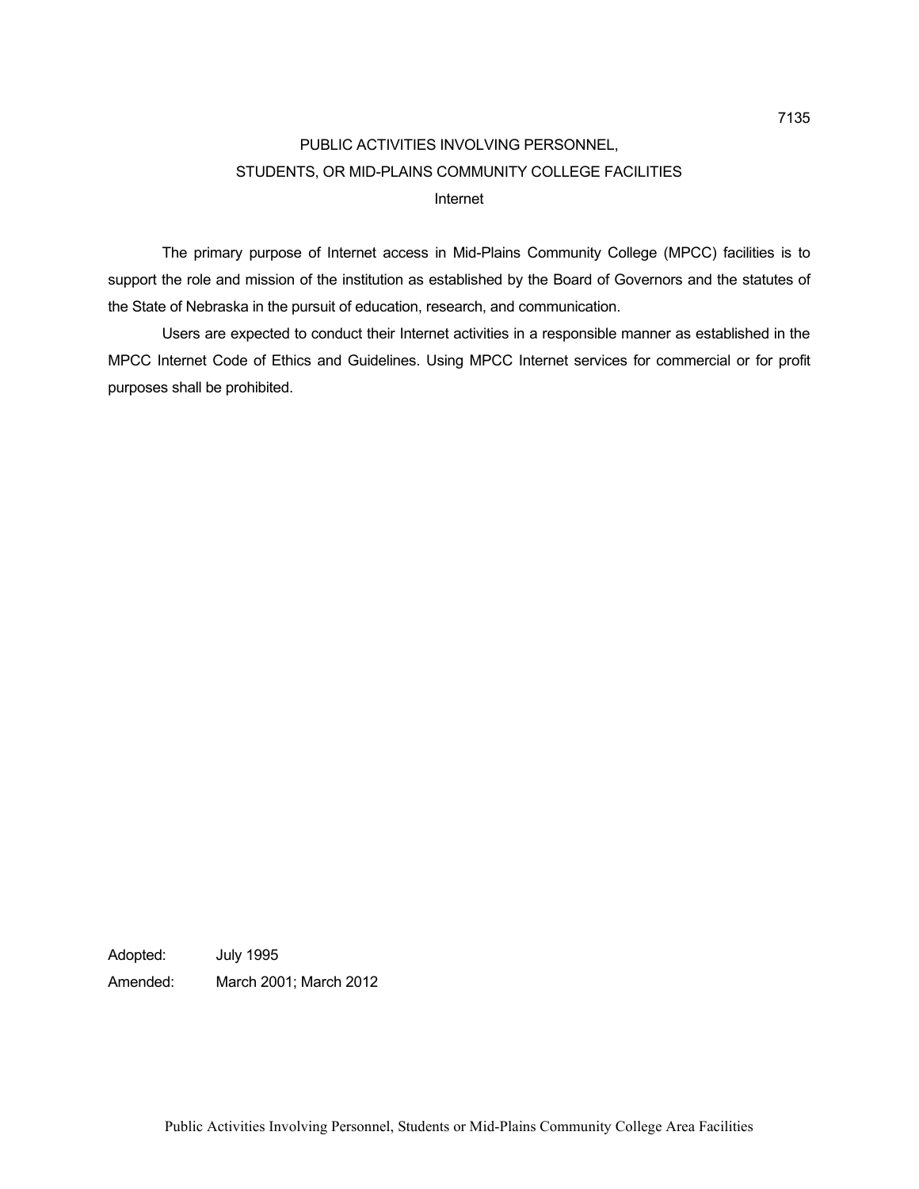# PUBLIC ACTIVITIES INVOLVING PERSONNEL, STUDENTS, OR MID-PLAINS COMMUNITY COLLEGE FACILITIES

## Internet

The primary purpose of Internet access in Mid-Plains Community College (MPCC) facilities is to support the role and mission of the institution as established by the Board of Governors and the statutes of the State of Nebraska in the pursuit of education, research, and communication.

Users are expected to conduct their Internet activities in a responsible manner as established in the MPCC Internet Code of Ethics and Guidelines. Using MPCC Internet services for commercial or for profit purposes shall be prohibited.

Adopted: July 1995

Amended: March 2001; March 2012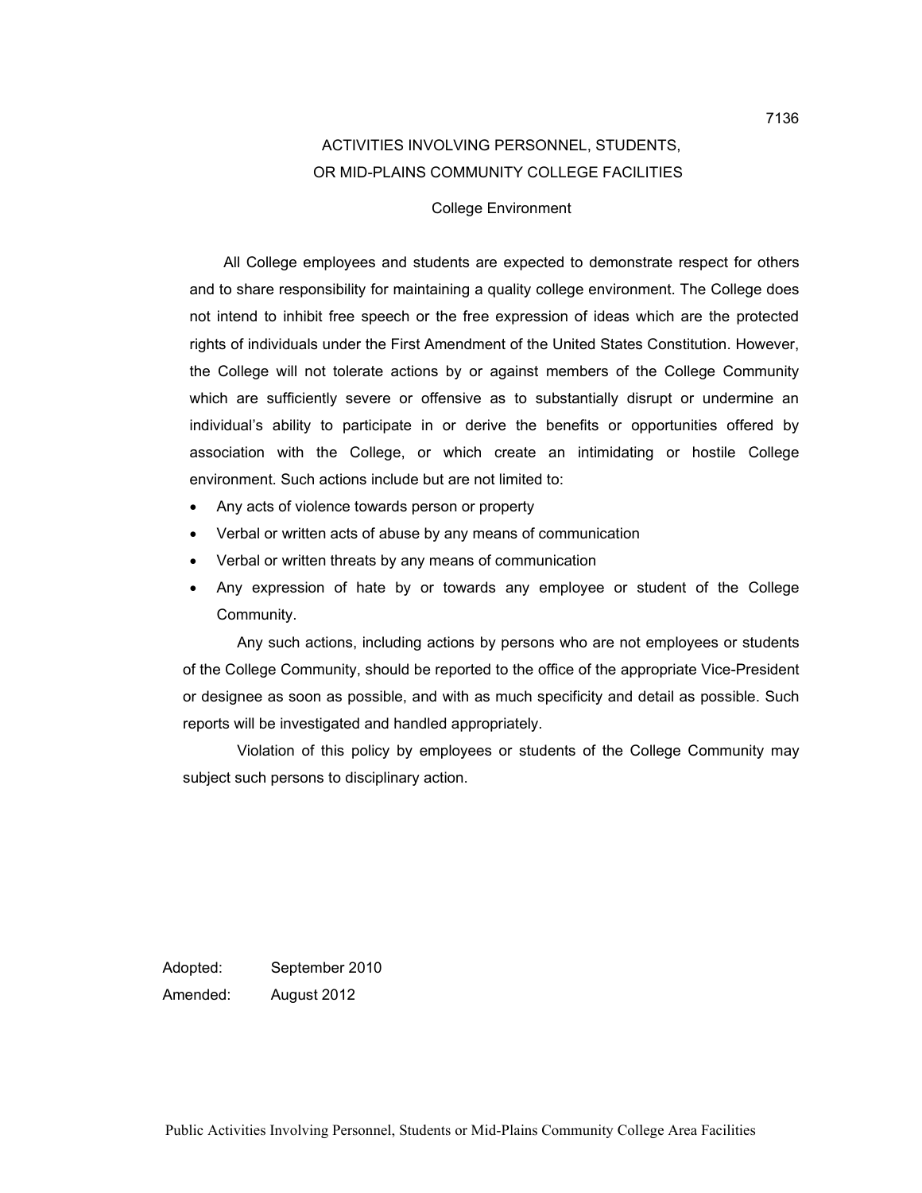7136

# ACTIVITIES INVOLVING PERSONNEL, STUDENTS, OR MID-PLAINS COMMUNITY COLLEGE FACILITIES

## College Environment

All College employees and students are expected to demonstrate respect for others and to share responsibility for maintaining a quality college environment. The College does not intend to inhibit free speech or the free expression of ideas which are the protected rights of individuals under the First Amendment of the United States Constitution. However, the College will not tolerate actions by or against members of the College Community which are sufficiently severe or offensive as to substantially disrupt or undermine an individual's ability to participate in or derive the benefits or opportunities offered by association with the College, or which create an intimidating or hostile College environment. Such actions include but are not limited to:

- Any acts of violence towards person or property
- Verbal or written acts of abuse by any means of communication
- Verbal or written threats by any means of communication
- Any expression of hate by or towards any employee or student of the College Community.

Any such actions, including actions by persons who are not employees or students of the College Community, should be reported to the office of the appropriate Vice-President or designee as soon as possible, and with as much specificity and detail as possible. Such reports will be investigated and handled appropriately.

Violation of this policy by employees or students of the College Community may subject such persons to disciplinary action.

Adopted: September 2010
Amended: August 2012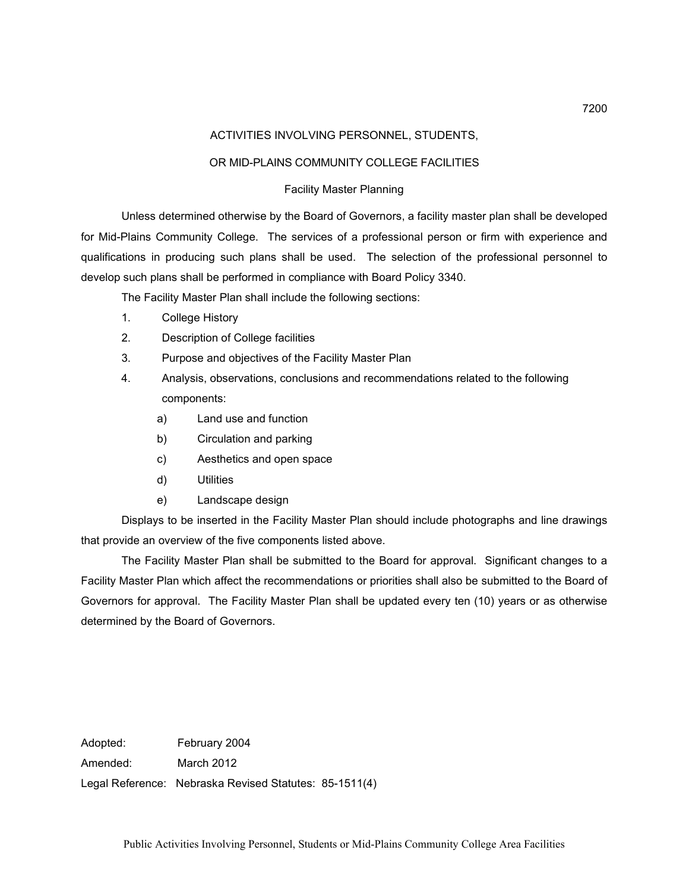7200

## ACTIVITIES INVOLVING PERSONNEL, STUDENTS,

## OR MID-PLAINS COMMUNITY COLLEGE FACILITIES

### Facility Master Planning

Unless determined otherwise by the Board of Governors, a facility master plan shall be developed for Mid-Plains Community College. The services of a professional person or firm with experience and qualifications in producing such plans shall be used. The selection of the professional personnel to develop such plans shall be performed in compliance with Board Policy 3340.

The Facility Master Plan shall include the following sections:

1. College History
2. Description of College facilities
3. Purpose and objectives of the Facility Master Plan
4. Analysis, observations, conclusions and recommendations related to the following components:
   a) Land use and function
   b) Circulation and parking
   c) Aesthetics and open space
   d) Utilities
   e) Landscape design

Displays to be inserted in the Facility Master Plan should include photographs and line drawings that provide an overview of the five components listed above.

The Facility Master Plan shall be submitted to the Board for approval. Significant changes to a Facility Master Plan which affect the recommendations or priorities shall also be submitted to the Board of Governors for approval. The Facility Master Plan shall be updated every ten (10) years or as otherwise determined by the Board of Governors.

Adopted: February 2004
Amended: March 2012
Legal Reference: Nebraska Revised Statutes: 85-1511(4)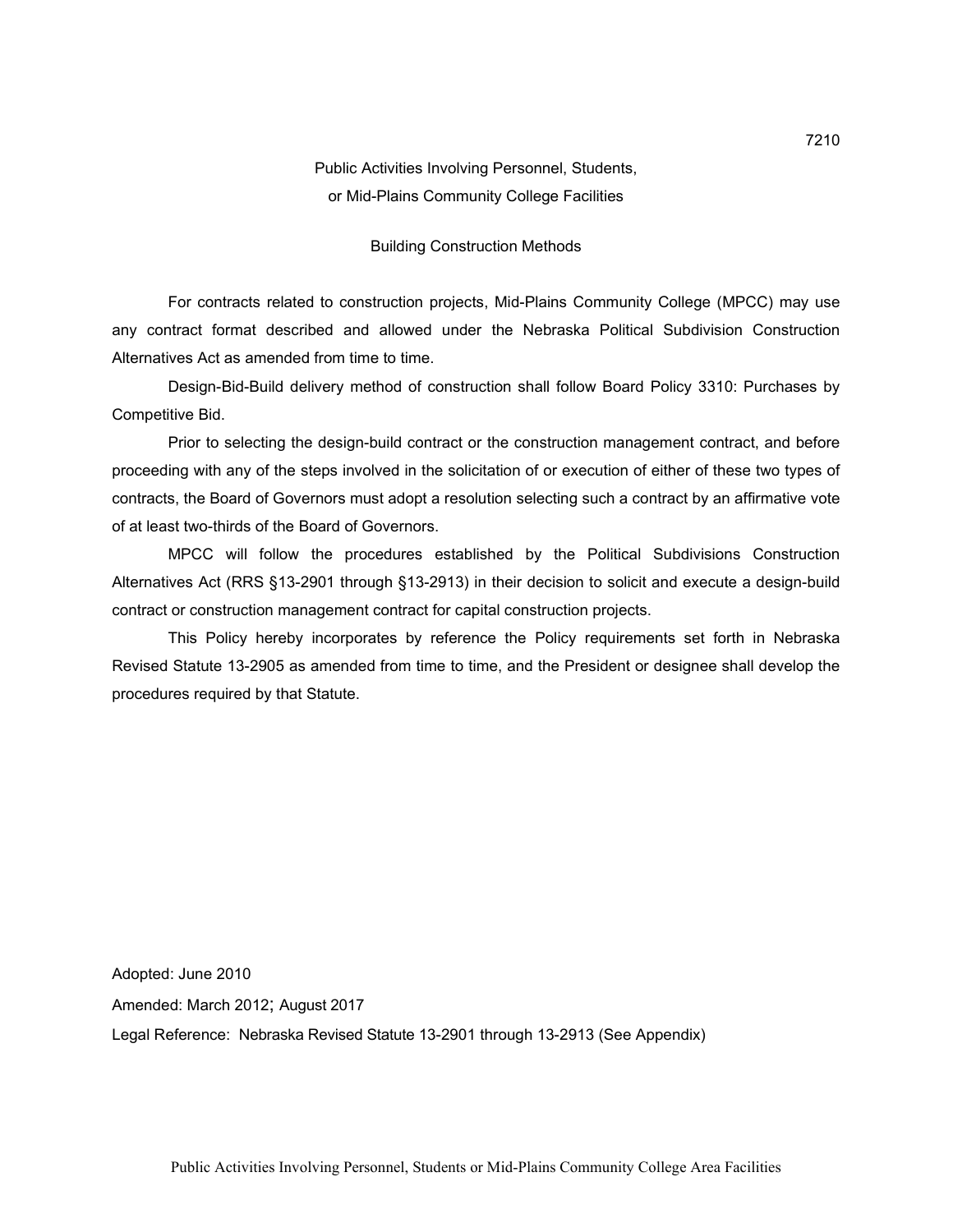7210

# Public Activities Involving Personnel, Students, or Mid-Plains Community College Facilities

## Building Construction Methods

For contracts related to construction projects, Mid-Plains Community College (MPCC) may use any contract format described and allowed under the Nebraska Political Subdivision Construction Alternatives Act as amended from time to time.

Design-Bid-Build delivery method of construction shall follow Board Policy 3310: Purchases by Competitive Bid.

Prior to selecting the design-build contract or the construction management contract, and before proceeding with any of the steps involved in the solicitation of or execution of either of these two types of contracts, the Board of Governors must adopt a resolution selecting such a contract by an affirmative vote of at least two-thirds of the Board of Governors.

MPCC will follow the procedures established by the Political Subdivisions Construction Alternatives Act (RRS §13-2901 through §13-2913) in their decision to solicit and execute a design-build contract or construction management contract for capital construction projects.

This Policy hereby incorporates by reference the Policy requirements set forth in Nebraska Revised Statute 13-2905 as amended from time to time, and the President or designee shall develop the procedures required by that Statute.

Adopted: June 2010

Amended: March 2012; August 2017

Legal Reference: Nebraska Revised Statute 13-2901 through 13-2913 (See Appendix)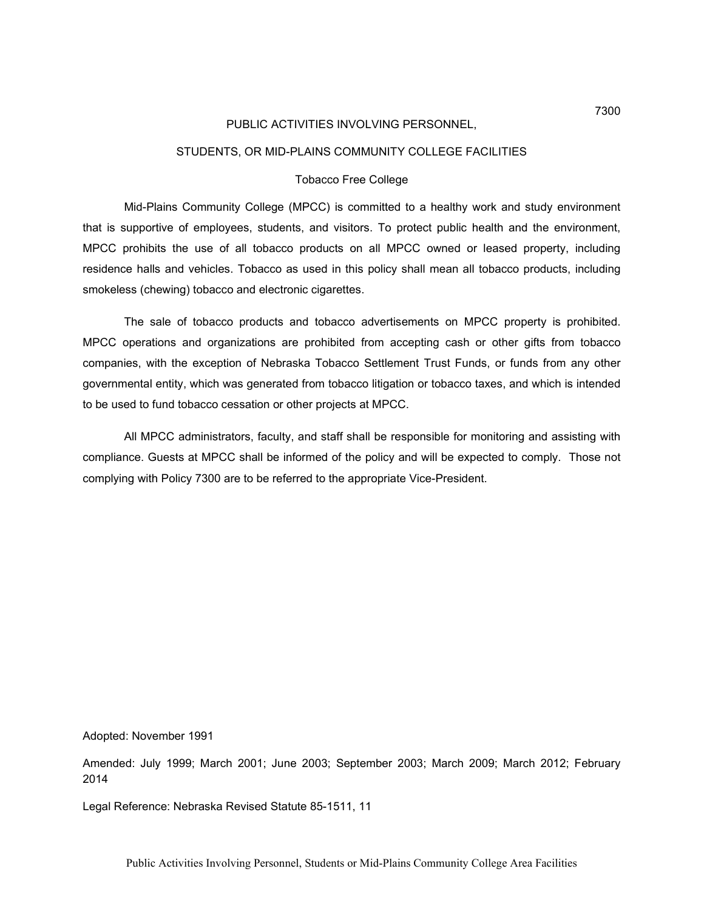7300

# PUBLIC ACTIVITIES INVOLVING PERSONNEL, STUDENTS, OR MID-PLAINS COMMUNITY COLLEGE FACILITIES

## Tobacco Free College

Mid-Plains Community College (MPCC) is committed to a healthy work and study environment that is supportive of employees, students, and visitors. To protect public health and the environment, MPCC prohibits the use of all tobacco products on all MPCC owned or leased property, including residence halls and vehicles. Tobacco as used in this policy shall mean all tobacco products, including smokeless (chewing) tobacco and electronic cigarettes.

The sale of tobacco products and tobacco advertisements on MPCC property is prohibited. MPCC operations and organizations are prohibited from accepting cash or other gifts from tobacco companies, with the exception of Nebraska Tobacco Settlement Trust Funds, or funds from any other governmental entity, which was generated from tobacco litigation or tobacco taxes, and which is intended to be used to fund tobacco cessation or other projects at MPCC.

All MPCC administrators, faculty, and staff shall be responsible for monitoring and assisting with compliance. Guests at MPCC shall be informed of the policy and will be expected to comply. Those not complying with Policy 7300 are to be referred to the appropriate Vice-President.

Adopted: November 1991

Amended: July 1999; March 2001; June 2003; September 2003; March 2009; March 2012; February 2014

Legal Reference: Nebraska Revised Statute 85-1511, 11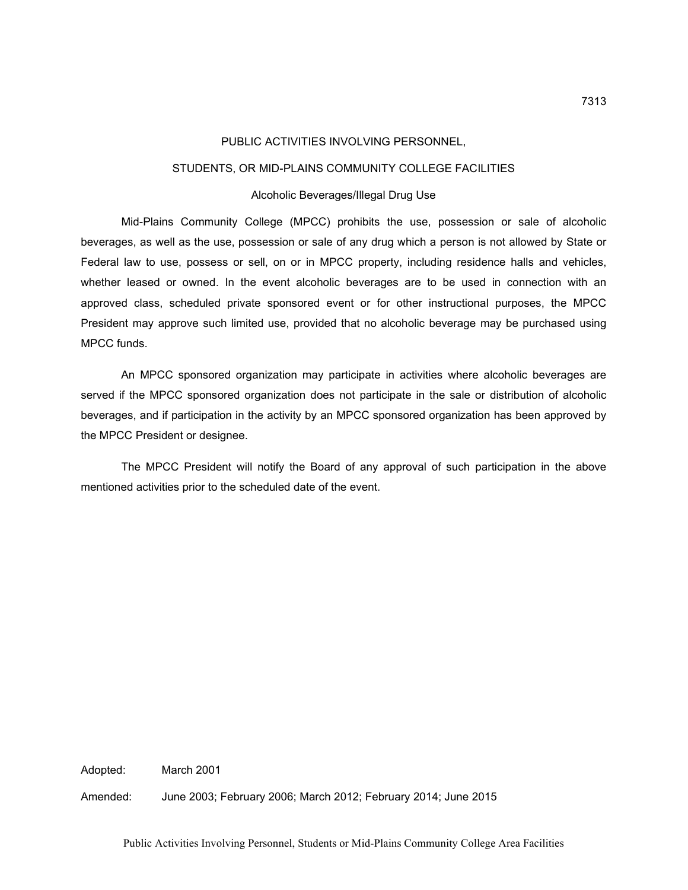7313

# PUBLIC ACTIVITIES INVOLVING PERSONNEL, STUDENTS, OR MID-PLAINS COMMUNITY COLLEGE FACILITIES

## Alcoholic Beverages/Illegal Drug Use

Mid-Plains Community College (MPCC) prohibits the use, possession or sale of alcoholic beverages, as well as the use, possession or sale of any drug which a person is not allowed by State or Federal law to use, possess or sell, on or in MPCC property, including residence halls and vehicles, whether leased or owned. In the event alcoholic beverages are to be used in connection with an approved class, scheduled private sponsored event or for other instructional purposes, the MPCC President may approve such limited use, provided that no alcoholic beverage may be purchased using MPCC funds.

An MPCC sponsored organization may participate in activities where alcoholic beverages are served if the MPCC sponsored organization does not participate in the sale or distribution of alcoholic beverages, and if participation in the activity by an MPCC sponsored organization has been approved by the MPCC President or designee.

The MPCC President will notify the Board of any approval of such participation in the above mentioned activities prior to the scheduled date of the event.

Adopted: March 2001

Amended: June 2003; February 2006; March 2012; February 2014; June 2015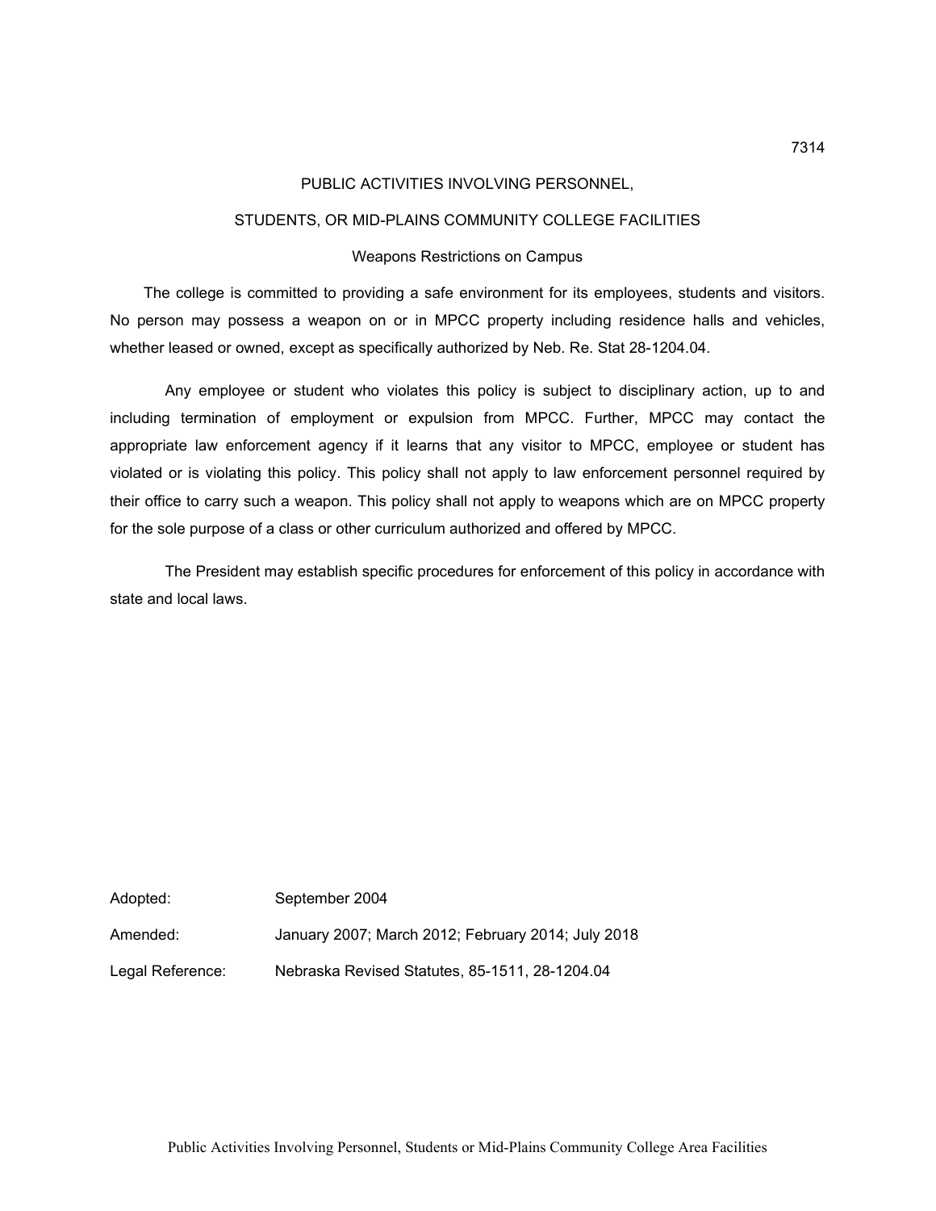# PUBLIC ACTIVITIES INVOLVING PERSONNEL,

# STUDENTS, OR MID-PLAINS COMMUNITY COLLEGE FACILITIES

## Weapons Restrictions on Campus

The college is committed to providing a safe environment for its employees, students and visitors. No person may possess a weapon on or in MPCC property including residence halls and vehicles, whether leased or owned, except as specifically authorized by Neb. Re. Stat 28-1204.04.

Any employee or student who violates this policy is subject to disciplinary action, up to and including termination of employment or expulsion from MPCC. Further, MPCC may contact the appropriate law enforcement agency if it learns that any visitor to MPCC, employee or student has violated or is violating this policy. This policy shall not apply to law enforcement personnel required by their office to carry such a weapon. This policy shall not apply to weapons which are on MPCC property for the sole purpose of a class or other curriculum authorized and offered by MPCC.

The President may establish specific procedures for enforcement of this policy in accordance with state and local laws.

| | |
|---|---|
| Adopted: | September 2004 |
| Amended: | January 2007; March 2012; February 2014; July 2018 |
| Legal Reference: | Nebraska Revised Statutes, 85-1511, 28-1204.04 |